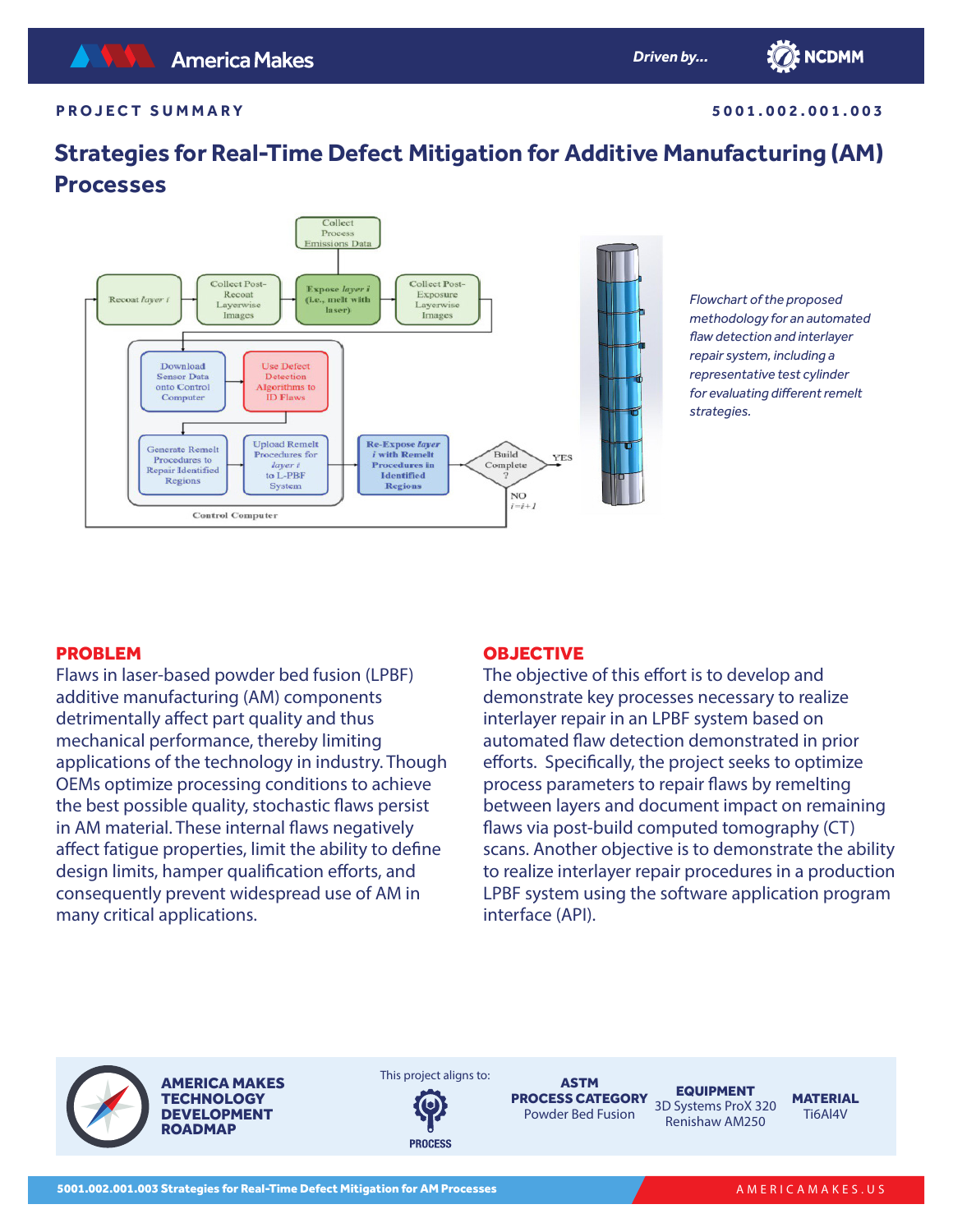PROJECT SUMMARY

5001.002.001.003

# Strategies for Real-Time Defect Mitigation for Additive Manufacturing (AM) Processes

*Flowchart of the proposed methodology for an automated flaw detection and interlayer repair system, including a representative test cylinder for evaluating different remelt strategies.*

## PROBLEM

Flaws in laser-based powder bed fusion (LPBF) additive manufacturing (AM) components detrimentally affect part quality and thus mechanical performance, thereby limiting applications of the technology in industry. Though OEMs optimize processing conditions to achieve the best possible quality, stochastic flaws persist in AM material. These internal flaws negatively affect fatigue properties, limit the ability to define design limits, hamper qualification efforts, and consequently prevent widespread use of AM in many critical applications.

## OBJECTIVE

The objective of this effort is to develop and demonstrate key processes necessary to realize interlayer repair in an LPBF system based on automated flaw detection demonstrated in prior efforts. Specifically, the project seeks to optimize process parameters to repair flaws by remelting between layers and document impact on remaining flaws via post-build computed tomography (CT) scans. Another objective is to demonstrate the ability to realize interlayer repair procedures in a production LPBF system using the software application program interface (API).

**AMERICA MAKES TECHNOLOGY DEVELOPMENT ROADMAP**

This project aligns to: PROCESS

**ASTM PROCESS CATEGORY**
Powder Bed Fusion

**EQUIPMENT**
3D Systems ProX 320
Renishaw AM250

**MATERIAL**
Ti6Al4V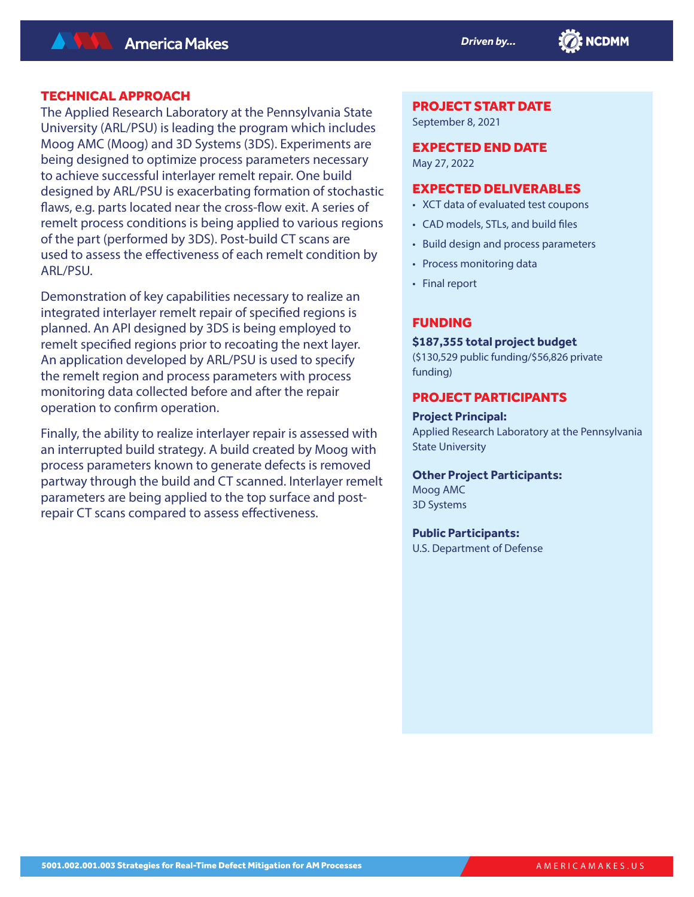## TECHNICAL APPROACH

The Applied Research Laboratory at the Pennsylvania State University (ARL/PSU) is leading the program which includes Moog AMC (Moog) and 3D Systems (3DS). Experiments are being designed to optimize process parameters necessary to achieve successful interlayer remelt repair. One build designed by ARL/PSU is exacerbating formation of stochastic flaws, e.g. parts located near the cross-flow exit. A series of remelt process conditions is being applied to various regions of the part (performed by 3DS). Post-build CT scans are used to assess the effectiveness of each remelt condition by ARL/PSU.

Demonstration of key capabilities necessary to realize an integrated interlayer remelt repair of specified regions is planned. An API designed by 3DS is being employed to remelt specified regions prior to recoating the next layer. An application developed by ARL/PSU is used to specify the remelt region and process parameters with process monitoring data collected before and after the repair operation to confirm operation.

Finally, the ability to realize interlayer repair is assessed with an interrupted build strategy. A build created by Moog with process parameters known to generate defects is removed partway through the build and CT scanned. Interlayer remelt parameters are being applied to the top surface and post-repair CT scans compared to assess effectiveness.

## PROJECT START DATE

September 8, 2021

## EXPECTED END DATE

May 27, 2022

## EXPECTED DELIVERABLES

- XCT data of evaluated test coupons
- CAD models, STLs, and build files
- Build design and process parameters
- Process monitoring data
- Final report

## FUNDING

**$187,355 total project budget**
($130,529 public funding/$56,826 private funding)

## PROJECT PARTICIPANTS

**Project Principal:**
Applied Research Laboratory at the Pennsylvania State University

**Other Project Participants:**
Moog AMC
3D Systems

**Public Participants:**
U.S. Department of Defense

5001.002.001.003 Strategies for Real-Time Defect Mitigation for AM Processes